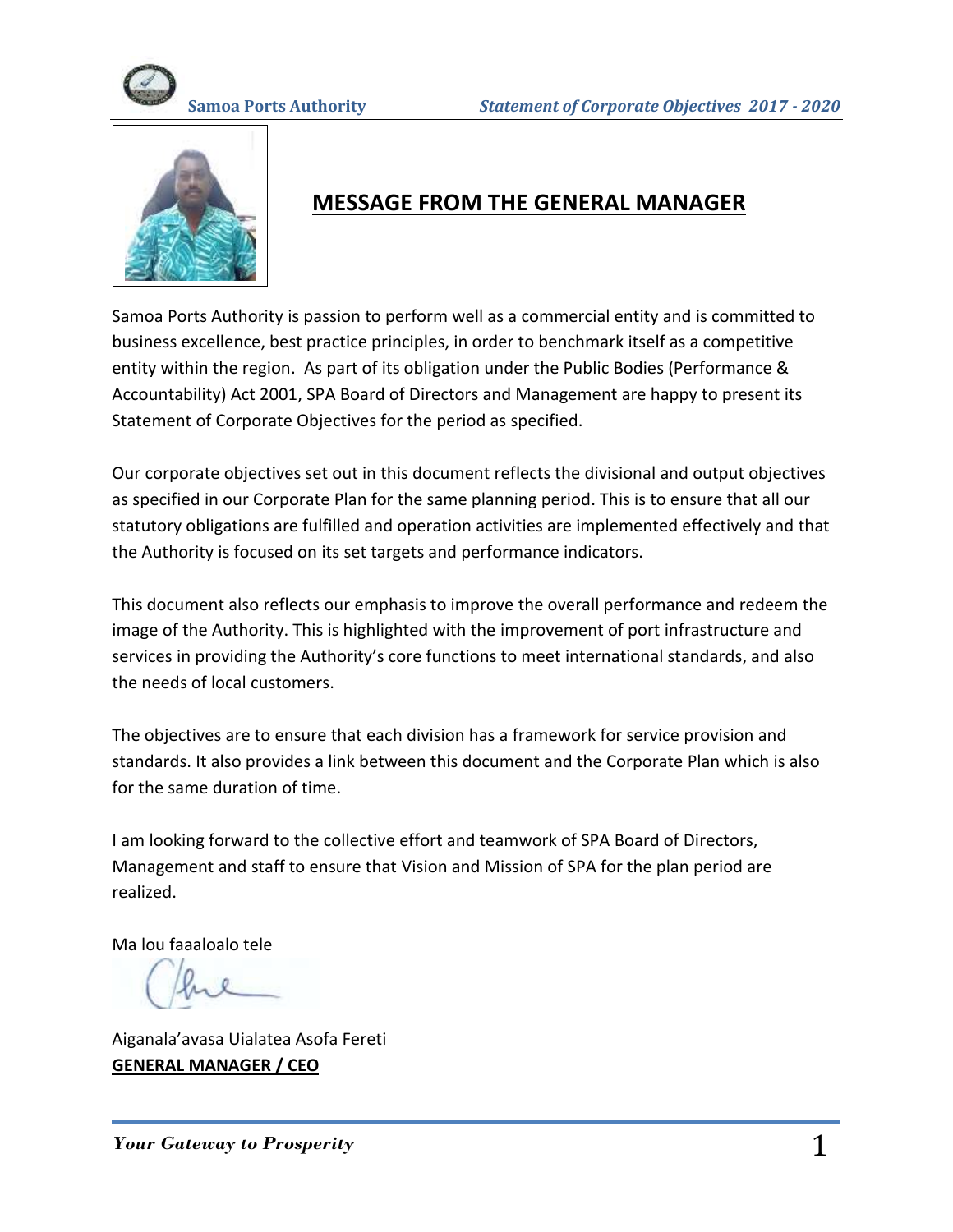# MESSAGE FROM THE GENERAL MANAGER

Samoa Ports Authority is passion to perform well as a commercial entity and is committed to business excellence, best practice principles, in order to benchmark itself as a competitive entity within the region. As part of its obligation under the Public Bodies (Performance & Accountability) Act 2001, SPA Board of Directors and Management are happy to present its Statement of Corporate Objectives for the period as specified.

Our corporate objectives set out in this document reflects the divisional and output objectives as specified in our Corporate Plan for the same planning period. This is to ensure that all our statutory obligations are fulfilled and operation activities are implemented effectively and that the Authority is focused on its set targets and performance indicators.

This document also reflects our emphasis to improve the overall performance and redeem the image of the Authority. This is highlighted with the improvement of port infrastructure and services in providing the Authority's core functions to meet international standards, and also the needs of local customers.

The objectives are to ensure that each division has a framework for service provision and standards. It also provides a link between this document and the Corporate Plan which is also for the same duration of time.

I am looking forward to the collective effort and teamwork of SPA Board of Directors, Management and staff to ensure that Vision and Mission of SPA for the plan period are realized.

Ma lou faaaloalo tele

Aiganala'avasa Uialatea Asofa Fereti
**GENERAL MANAGER / CEO**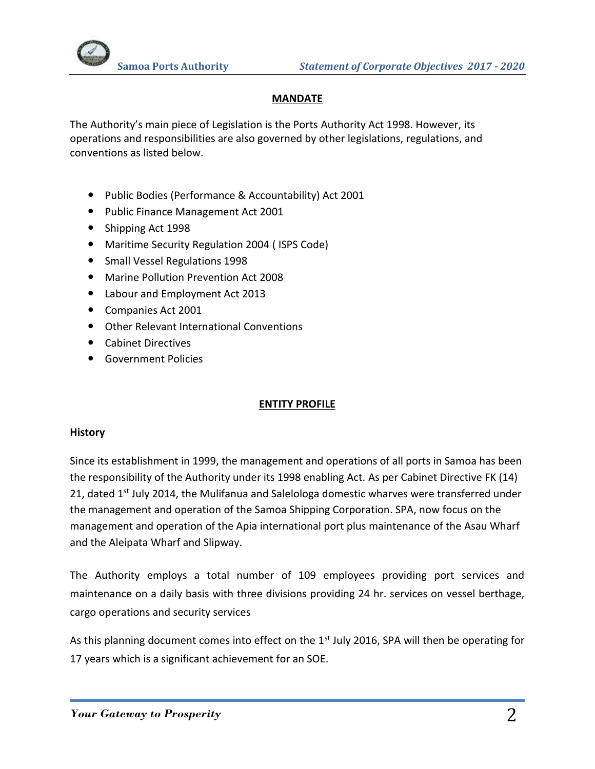## MANDATE

The Authority's main piece of Legislation is the Ports Authority Act 1998. However, its operations and responsibilities are also governed by other legislations, regulations, and conventions as listed below.

- Public Bodies (Performance & Accountability) Act 2001
- Public Finance Management Act 2001
- Shipping Act 1998
- Maritime Security Regulation 2004 ( ISPS Code)
- Small Vessel Regulations 1998
- Marine Pollution Prevention Act 2008
- Labour and Employment Act 2013
- Companies Act 2001
- Other Relevant International Conventions
- Cabinet Directives
- Government Policies

## ENTITY PROFILE

### History

Since its establishment in 1999, the management and operations of all ports in Samoa has been the responsibility of the Authority under its 1998 enabling Act. As per Cabinet Directive FK (14) 21, dated 1st July 2014, the Mulifanua and Salelologa domestic wharves were transferred under the management and operation of the Samoa Shipping Corporation. SPA, now focus on the management and operation of the Apia international port plus maintenance of the Asau Wharf and the Aleipata Wharf and Slipway.

The Authority employs a total number of 109 employees providing port services and maintenance on a daily basis with three divisions providing 24 hr. services on vessel berthage, cargo operations and security services

As this planning document comes into effect on the 1st July 2016, SPA will then be operating for 17 years which is a significant achievement for an SOE.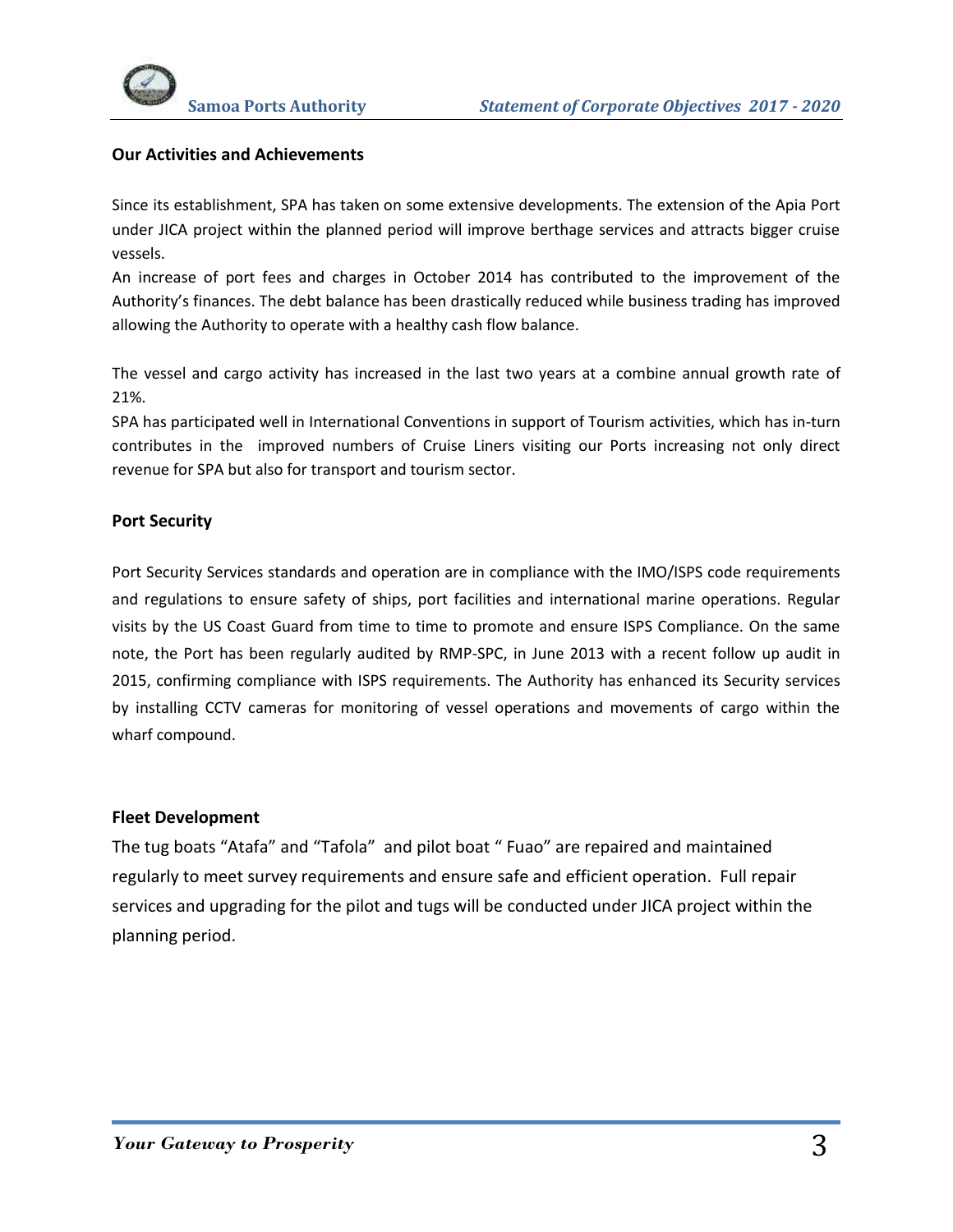**Our Activities and Achievements**

Since its establishment, SPA has taken on some extensive developments. The extension of the Apia Port under JICA project within the planned period will improve berthage services and attracts bigger cruise vessels.

An increase of port fees and charges in October 2014 has contributed to the improvement of the Authority's finances. The debt balance has been drastically reduced while business trading has improved allowing the Authority to operate with a healthy cash flow balance.

The vessel and cargo activity has increased in the last two years at a combine annual growth rate of 21%.

SPA has participated well in International Conventions in support of Tourism activities, which has in-turn contributes in the improved numbers of Cruise Liners visiting our Ports increasing not only direct revenue for SPA but also for transport and tourism sector.

**Port Security**

Port Security Services standards and operation are in compliance with the IMO/ISPS code requirements and regulations to ensure safety of ships, port facilities and international marine operations. Regular visits by the US Coast Guard from time to time to promote and ensure ISPS Compliance. On the same note, the Port has been regularly audited by RMP-SPC, in June 2013 with a recent follow up audit in 2015, confirming compliance with ISPS requirements. The Authority has enhanced its Security services by installing CCTV cameras for monitoring of vessel operations and movements of cargo within the wharf compound.

**Fleet Development**

The tug boats "Atafa" and "Tafola" and pilot boat " Fuao" are repaired and maintained regularly to meet survey requirements and ensure safe and efficient operation. Full repair services and upgrading for the pilot and tugs will be conducted under JICA project within the planning period.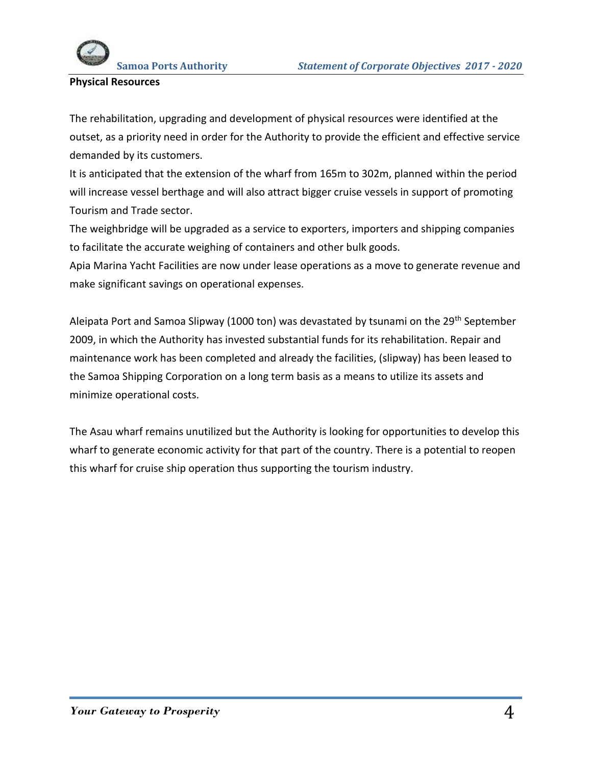**Physical Resources**

The rehabilitation, upgrading and development of physical resources were identified at the outset, as a priority need in order for the Authority to provide the efficient and effective service demanded by its customers.
It is anticipated that the extension of the wharf from 165m to 302m, planned within the period will increase vessel berthage and will also attract bigger cruise vessels in support of promoting Tourism and Trade sector.
The weighbridge will be upgraded as a service to exporters, importers and shipping companies to facilitate the accurate weighing of containers and other bulk goods.
Apia Marina Yacht Facilities are now under lease operations as a move to generate revenue and make significant savings on operational expenses.

Aleipata Port and Samoa Slipway (1000 ton) was devastated by tsunami on the 29th September 2009, in which the Authority has invested substantial funds for its rehabilitation. Repair and maintenance work has been completed and already the facilities, (slipway) has been leased to the Samoa Shipping Corporation on a long term basis as a means to utilize its assets and minimize operational costs.

The Asau wharf remains unutilized but the Authority is looking for opportunities to develop this wharf to generate economic activity for that part of the country. There is a potential to reopen this wharf for cruise ship operation thus supporting the tourism industry.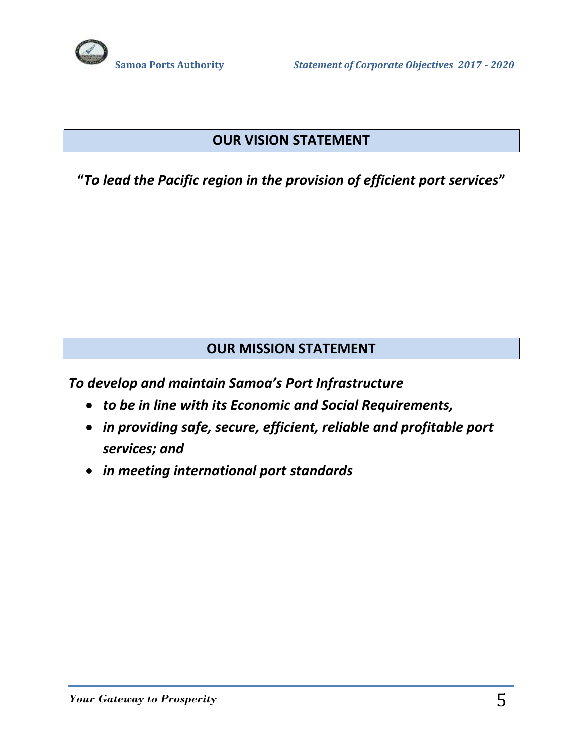## OUR VISION STATEMENT

***"To lead the Pacific region in the provision of efficient port services"***

## OUR MISSION STATEMENT

***To develop and maintain Samoa's Port Infrastructure***

- ***to be in line with its Economic and Social Requirements,***
- ***in providing safe, secure, efficient, reliable and profitable port services; and***
- ***in meeting international port standards***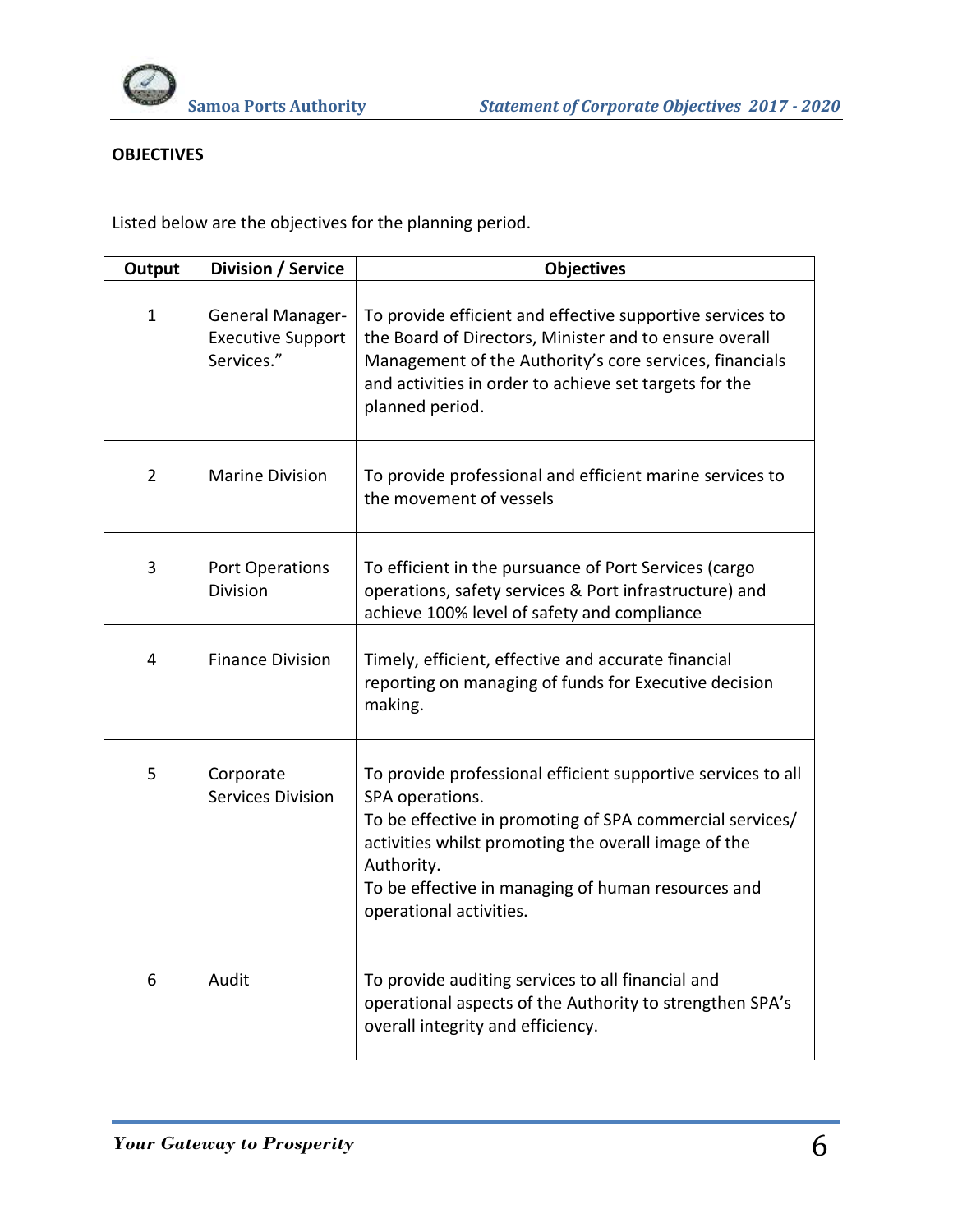**OBJECTIVES**

Listed below are the objectives for the planning period.

| Output | Division / Service | Objectives |
|---|---|---|
| 1 | General Manager- Executive Support Services." | To provide efficient and effective supportive services to the Board of Directors, Minister and to ensure overall Management of the Authority's core services, financials and activities in order to achieve set targets for the planned period. |
| 2 | Marine Division | To provide professional and efficient marine services to the movement of vessels |
| 3 | Port Operations Division | To efficient in the pursuance of Port Services (cargo operations, safety services & Port infrastructure) and achieve 100% level of safety and compliance |
| 4 | Finance Division | Timely, efficient, effective and accurate financial reporting on managing of funds for Executive decision making. |
| 5 | Corporate Services Division | To provide professional efficient supportive services to all SPA operations.<br>To be effective in promoting of SPA commercial services/ activities whilst promoting the overall image of the Authority.<br>To be effective in managing of human resources and operational activities. |
| 6 | Audit | To provide auditing services to all financial and operational aspects of the Authority to strengthen SPA's overall integrity and efficiency. |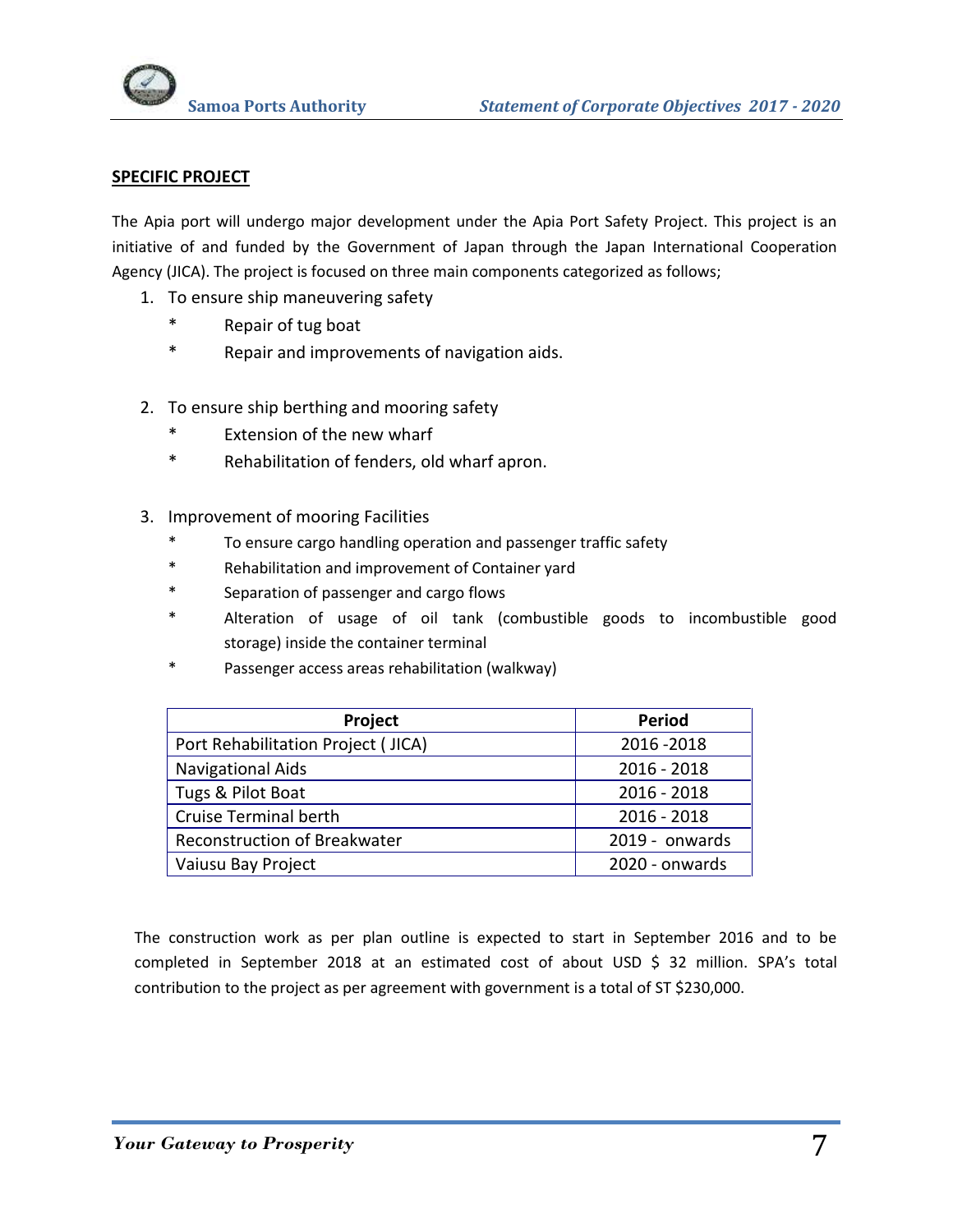**SPECIFIC PROJECT**

The Apia port will undergo major development under the Apia Port Safety Project. This project is an initiative of and funded by the Government of Japan through the Japan International Cooperation Agency (JICA). The project is focused on three main components categorized as follows;

1. To ensure ship maneuvering safety
   * Repair of tug boat
   * Repair and improvements of navigation aids.

2. To ensure ship berthing and mooring safety
   * Extension of the new wharf
   * Rehabilitation of fenders, old wharf apron.

3. Improvement of mooring Facilities
   * To ensure cargo handling operation and passenger traffic safety
   * Rehabilitation and improvement of Container yard
   * Separation of passenger and cargo flows
   * Alteration of usage of oil tank (combustible goods to incombustible good storage) inside the container terminal
   * Passenger access areas rehabilitation (walkway)

| Project | Period |
|---|---|
| Port Rehabilitation Project ( JICA) | 2016 -2018 |
| Navigational Aids | 2016 - 2018 |
| Tugs & Pilot Boat | 2016 - 2018 |
| Cruise Terminal berth | 2016 - 2018 |
| Reconstruction of Breakwater | 2019 - onwards |
| Vaiusu Bay Project | 2020 - onwards |

The construction work as per plan outline is expected to start in September 2016 and to be completed in September 2018 at an estimated cost of about USD $ 32 million. SPA's total contribution to the project as per agreement with government is a total of ST $230,000.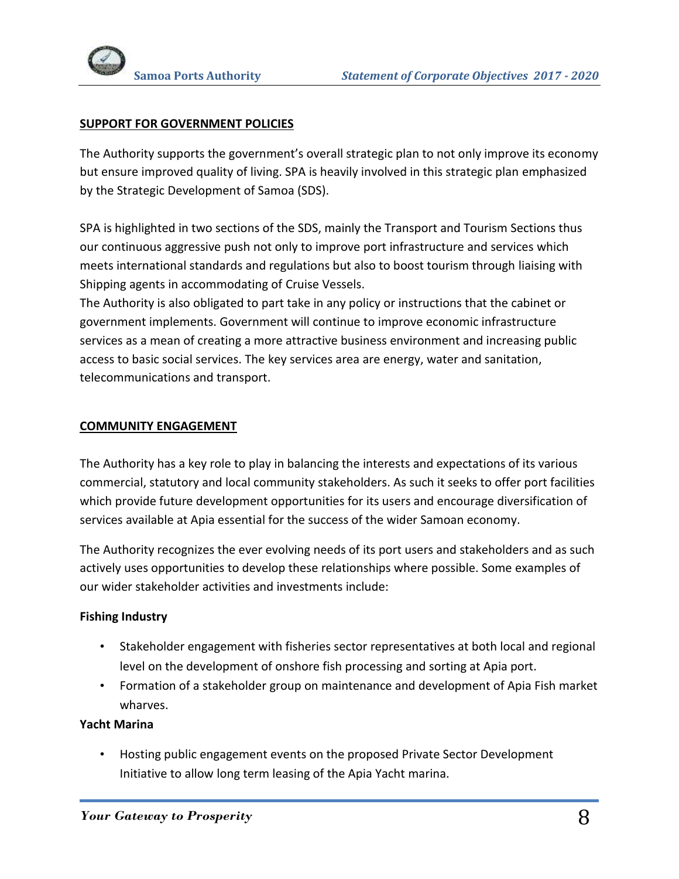## SUPPORT FOR GOVERNMENT POLICIES

The Authority supports the government's overall strategic plan to not only improve its economy but ensure improved quality of living. SPA is heavily involved in this strategic plan emphasized by the Strategic Development of Samoa (SDS).

SPA is highlighted in two sections of the SDS, mainly the Transport and Tourism Sections thus our continuous aggressive push not only to improve port infrastructure and services which meets international standards and regulations but also to boost tourism through liaising with Shipping agents in accommodating of Cruise Vessels.

The Authority is also obligated to part take in any policy or instructions that the cabinet or government implements. Government will continue to improve economic infrastructure services as a mean of creating a more attractive business environment and increasing public access to basic social services. The key services area are energy, water and sanitation, telecommunications and transport.

## COMMUNITY ENGAGEMENT

The Authority has a key role to play in balancing the interests and expectations of its various commercial, statutory and local community stakeholders. As such it seeks to offer port facilities which provide future development opportunities for its users and encourage diversification of services available at Apia essential for the success of the wider Samoan economy.

The Authority recognizes the ever evolving needs of its port users and stakeholders and as such actively uses opportunities to develop these relationships where possible. Some examples of our wider stakeholder activities and investments include:

**Fishing Industry**

- Stakeholder engagement with fisheries sector representatives at both local and regional level on the development of onshore fish processing and sorting at Apia port.
- Formation of a stakeholder group on maintenance and development of Apia Fish market wharves.

**Yacht Marina**

- Hosting public engagement events on the proposed Private Sector Development Initiative to allow long term leasing of the Apia Yacht marina.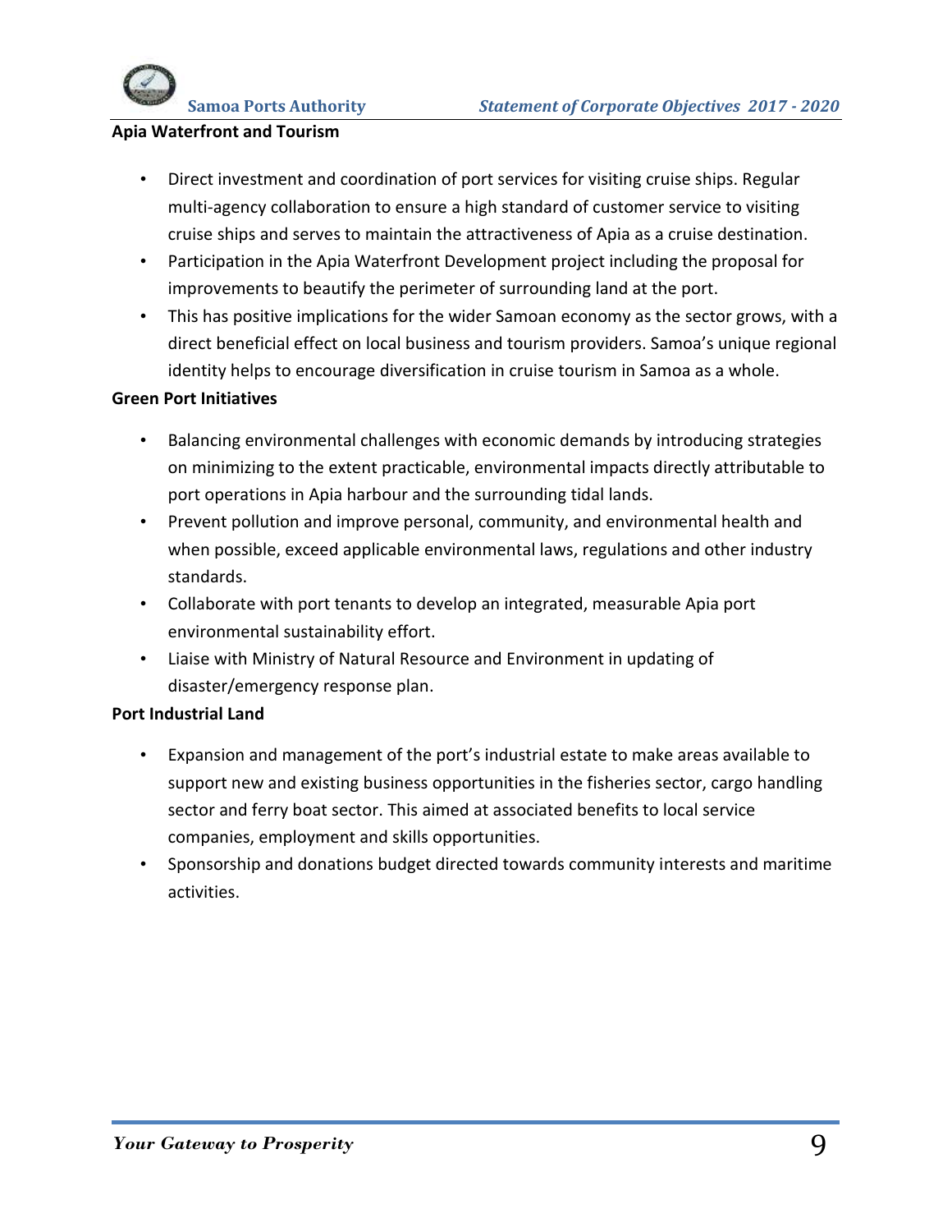**Apia Waterfront and Tourism**

- Direct investment and coordination of port services for visiting cruise ships. Regular multi-agency collaboration to ensure a high standard of customer service to visiting cruise ships and serves to maintain the attractiveness of Apia as a cruise destination.
- Participation in the Apia Waterfront Development project including the proposal for improvements to beautify the perimeter of surrounding land at the port.
- This has positive implications for the wider Samoan economy as the sector grows, with a direct beneficial effect on local business and tourism providers. Samoa's unique regional identity helps to encourage diversification in cruise tourism in Samoa as a whole.

**Green Port Initiatives**

- Balancing environmental challenges with economic demands by introducing strategies on minimizing to the extent practicable, environmental impacts directly attributable to port operations in Apia harbour and the surrounding tidal lands.
- Prevent pollution and improve personal, community, and environmental health and when possible, exceed applicable environmental laws, regulations and other industry standards.
- Collaborate with port tenants to develop an integrated, measurable Apia port environmental sustainability effort.
- Liaise with Ministry of Natural Resource and Environment in updating of disaster/emergency response plan.

**Port Industrial Land**

- Expansion and management of the port's industrial estate to make areas available to support new and existing business opportunities in the fisheries sector, cargo handling sector and ferry boat sector. This aimed at associated benefits to local service companies, employment and skills opportunities.
- Sponsorship and donations budget directed towards community interests and maritime activities.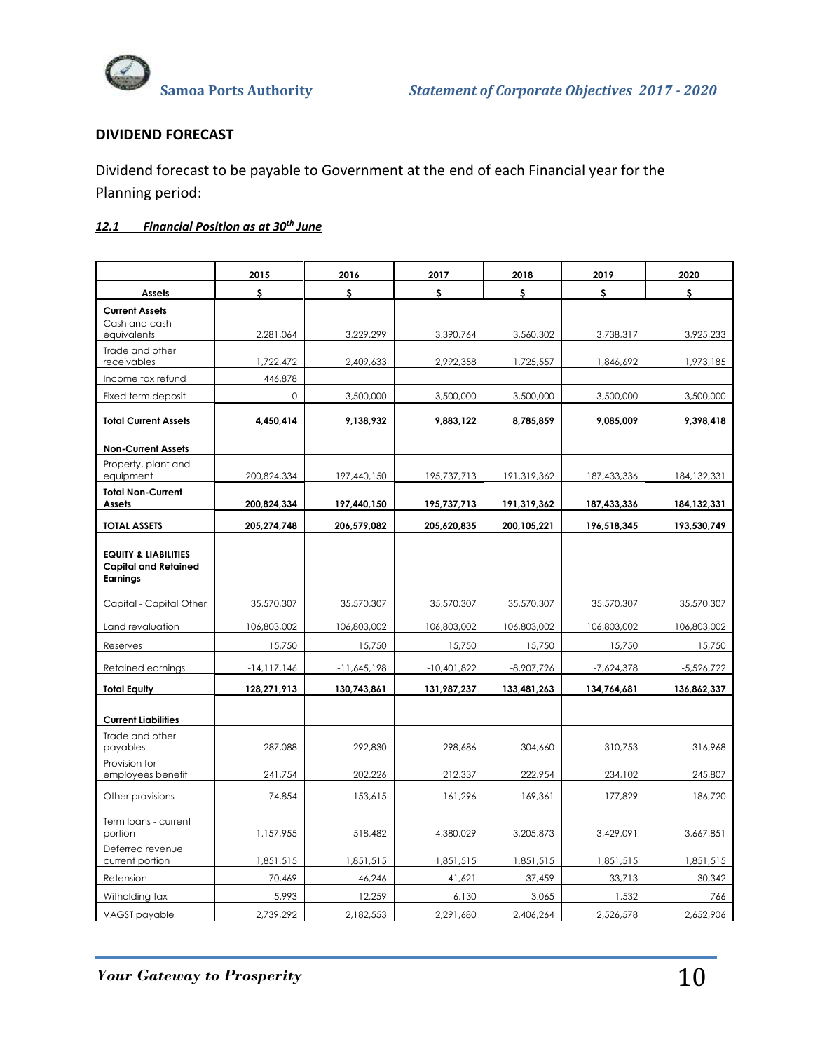## DIVIDEND FORECAST

Dividend forecast to be payable to Government at the end of each Financial year for the Planning period:

### *12.1 Financial Position as at 30th June*

| | 2015 | 2016 | 2017 | 2018 | 2019 | 2020 |
|---|---|---|---|---|---|---|
| **Assets** | **$** | **$** | **$** | **$** | **$** | **$** |
| **Current Assets** | | | | | | |
| Cash and cash equivalents | 2,281,064 | 3,229,299 | 3,390,764 | 3,560,302 | 3,738,317 | 3,925,233 |
| Trade and other receivables | 1,722,472 | 2,409,633 | 2,992,358 | 1,725,557 | 1,846,692 | 1,973,185 |
| Income tax refund | 446,878 | | | | | |
| Fixed term deposit | 0 | 3,500,000 | 3,500,000 | 3,500,000 | 3,500,000 | 3,500,000 |
| **Total Current Assets** | **4,450,414** | **9,138,932** | **9,883,122** | **8,785,859** | **9,085,009** | **9,398,418** |
| | | | | | | |
| **Non-Current Assets** | | | | | | |
| Property, plant and equipment | 200,824,334 | 197,440,150 | 195,737,713 | 191,319,362 | 187,433,336 | 184,132,331 |
| **Total Non-Current Assets** | **200,824,334** | **197,440,150** | **195,737,713** | **191,319,362** | **187,433,336** | **184,132,331** |
| **TOTAL ASSETS** | **205,274,748** | **206,579,082** | **205,620,835** | **200,105,221** | **196,518,345** | **193,530,749** |
| | | | | | | |
| **EQUITY & LIABILITIES** | | | | | | |
| **Capital and Retained Earnings** | | | | | | |
| Capital - Capital Other | 35,570,307 | 35,570,307 | 35,570,307 | 35,570,307 | 35,570,307 | 35,570,307 |
| Land revaluation | 106,803,002 | 106,803,002 | 106,803,002 | 106,803,002 | 106,803,002 | 106,803,002 |
| Reserves | 15,750 | 15,750 | 15,750 | 15,750 | 15,750 | 15,750 |
| Retained earnings | -14,117,146 | -11,645,198 | -10,401,822 | -8,907,796 | -7,624,378 | -5,526,722 |
| **Total Equity** | **128,271,913** | **130,743,861** | **131,987,237** | **133,481,263** | **134,764,681** | **136,862,337** |
| | | | | | | |
| **Current Liabilities** | | | | | | |
| Trade and other payables | 287,088 | 292,830 | 298,686 | 304,660 | 310,753 | 316,968 |
| Provision for employees benefit | 241,754 | 202,226 | 212,337 | 222,954 | 234,102 | 245,807 |
| Other provisions | 74,854 | 153,615 | 161,296 | 169,361 | 177,829 | 186,720 |
| Term loans - current portion | 1,157,955 | 518,482 | 4,380,029 | 3,205,873 | 3,429,091 | 3,667,851 |
| Deferred revenue current portion | 1,851,515 | 1,851,515 | 1,851,515 | 1,851,515 | 1,851,515 | 1,851,515 |
| Retension | 70,469 | 46,246 | 41,621 | 37,459 | 33,713 | 30,342 |
| Witholding tax | 5,993 | 12,259 | 6,130 | 3,065 | 1,532 | 766 |
| VAGST payable | 2,739,292 | 2,182,553 | 2,291,680 | 2,406,264 | 2,526,578 | 2,652,906 |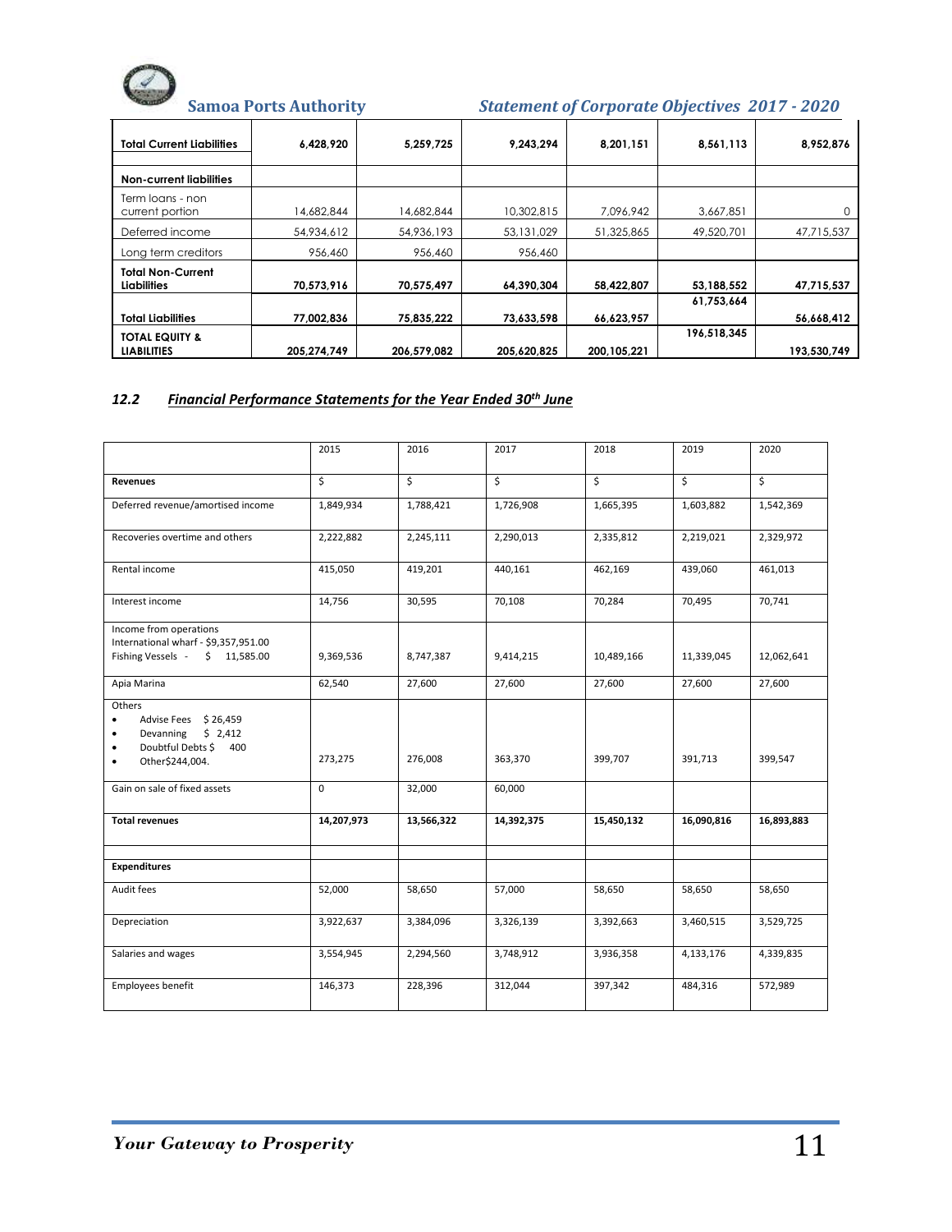| Total Current Liabilities | 6,428,920 | 5,259,725 | 9,243,294 | 8,201,151 | 8,561,113 | 8,952,876 |
|---|---|---|---|---|---|---|
| **Non-current liabilities** | | | | | | |
| Term loans - non current portion | 14,682,844 | 14,682,844 | 10,302,815 | 7,096,942 | 3,667,851 | 0 |
| Deferred income | 54,934,612 | 54,936,193 | 53,131,029 | 51,325,865 | 49,520,701 | 47,715,537 |
| Long term creditors | 956,460 | 956,460 | 956,460 | | | |
| **Total Non-Current Liabilities** | **70,573,916** | **70,575,497** | **64,390,304** | **58,422,807** | **53,188,552** | **47,715,537** |
| **Total Liabilities** | **77,002,836** | **75,835,222** | **73,633,598** | **66,623,957** | **61,753,664** | **56,668,412** |
| **TOTAL EQUITY & LIABILITIES** | **205,274,749** | **206,579,082** | **205,620,825** | **200,105,221** | **196,518,345** | **193,530,749** |

## 12.2 *Financial Performance Statements for the Year Ended 30th June*

| | 2015 | 2016 | 2017 | 2018 | 2019 | 2020 |
|---|---|---|---|---|---|---|
| **Revenues** | $ | $ | $ | $ | $ | $ |
| Deferred revenue/amortised income | 1,849,934 | 1,788,421 | 1,726,908 | 1,665,395 | 1,603,882 | 1,542,369 |
| Recoveries overtime and others | 2,222,882 | 2,245,111 | 2,290,013 | 2,335,812 | 2,219,021 | 2,329,972 |
| Rental income | 415,050 | 419,201 | 440,161 | 462,169 | 439,060 | 461,013 |
| Interest income | 14,756 | 30,595 | 70,108 | 70,284 | 70,495 | 70,741 |
| Income from operations<br>International wharf - $9,357,951.00<br>Fishing Vessels - $ 11,585.00 | 9,369,536 | 8,747,387 | 9,414,215 | 10,489,166 | 11,339,045 | 12,062,641 |
| Apia Marina | 62,540 | 27,600 | 27,600 | 27,600 | 27,600 | 27,600 |
| Others<br>• Advise Fees $ 26,459<br>• Devanning $ 2,412<br>• Doubtful Debts $ 400<br>• Other$244,004. | 273,275 | 276,008 | 363,370 | 399,707 | 391,713 | 399,547 |
| Gain on sale of fixed assets | 0 | 32,000 | 60,000 | | | |
| **Total revenues** | **14,207,973** | **13,566,322** | **14,392,375** | **15,450,132** | **16,090,816** | **16,893,883** |
| | | | | | | |
| **Expenditures** | | | | | | |
| Audit fees | 52,000 | 58,650 | 57,000 | 58,650 | 58,650 | 58,650 |
| Depreciation | 3,922,637 | 3,384,096 | 3,326,139 | 3,392,663 | 3,460,515 | 3,529,725 |
| Salaries and wages | 3,554,945 | 2,294,560 | 3,748,912 | 3,936,358 | 4,133,176 | 4,339,835 |
| Employees benefit | 146,373 | 228,396 | 312,044 | 397,342 | 484,316 | 572,989 |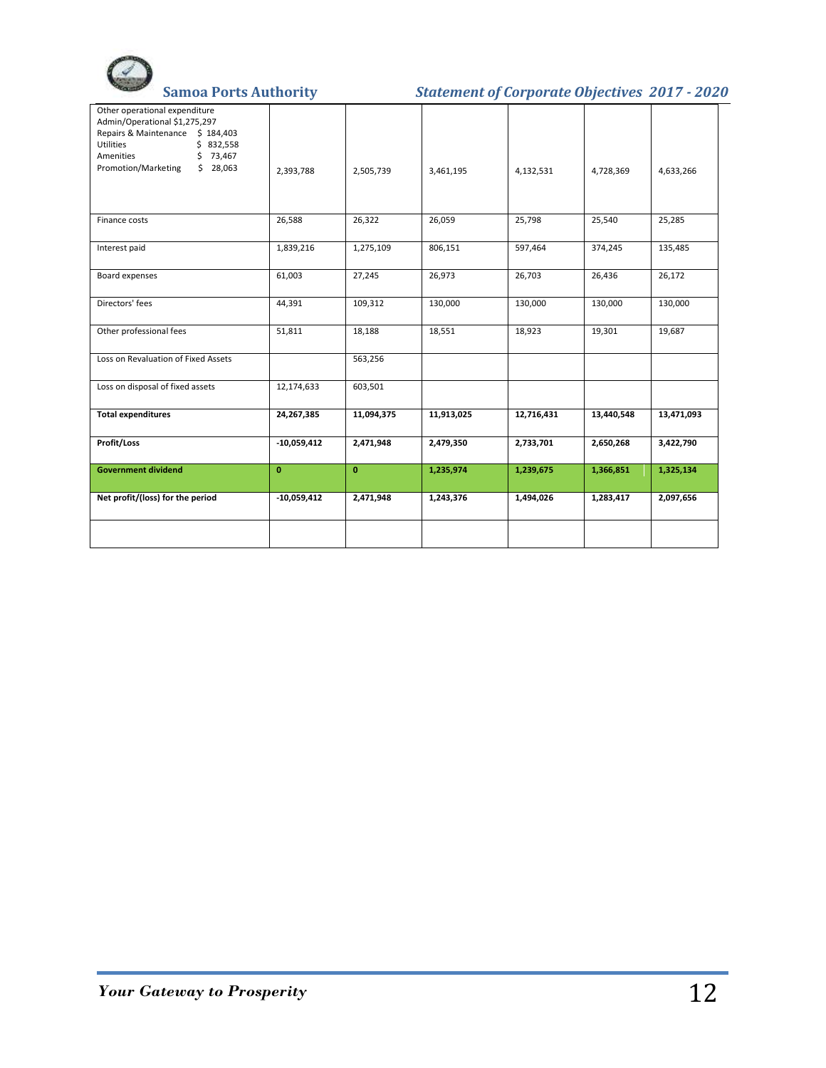| | | | | | | |
|---|---|---|---|---|---|---|
| Other operational expenditure<br>Admin/Operational $1,275,297<br>Repairs & Maintenance $ 184,403<br>Utilities $ 832,558<br>Amenities $ 73,467<br>Promotion/Marketing $ 28,063 | 2,393,788 | 2,505,739 | 3,461,195 | 4,132,531 | 4,728,369 | 4,633,266 |
| Finance costs | 26,588 | 26,322 | 26,059 | 25,798 | 25,540 | 25,285 |
| Interest paid | 1,839,216 | 1,275,109 | 806,151 | 597,464 | 374,245 | 135,485 |
| Board expenses | 61,003 | 27,245 | 26,973 | 26,703 | 26,436 | 26,172 |
| Directors' fees | 44,391 | 109,312 | 130,000 | 130,000 | 130,000 | 130,000 |
| Other professional fees | 51,811 | 18,188 | 18,551 | 18,923 | 19,301 | 19,687 |
| Loss on Revaluation of Fixed Assets | | 563,256 | | | | |
| Loss on disposal of fixed assets | 12,174,633 | 603,501 | | | | |
| **Total expenditures** | **24,267,385** | **11,094,375** | **11,913,025** | **12,716,431** | **13,440,548** | **13,471,093** |
| **Profit/Loss** | **-10,059,412** | **2,471,948** | **2,479,350** | **2,733,701** | **2,650,268** | **3,422,790** |
| **Government dividend** | **0** | **0** | **1,235,974** | **1,239,675** | **1,366,851** | **1,325,134** |
| **Net profit/(loss) for the period** | **-10,059,412** | **2,471,948** | **1,243,376** | **1,494,026** | **1,283,417** | **2,097,656** |
| | | | | | | |